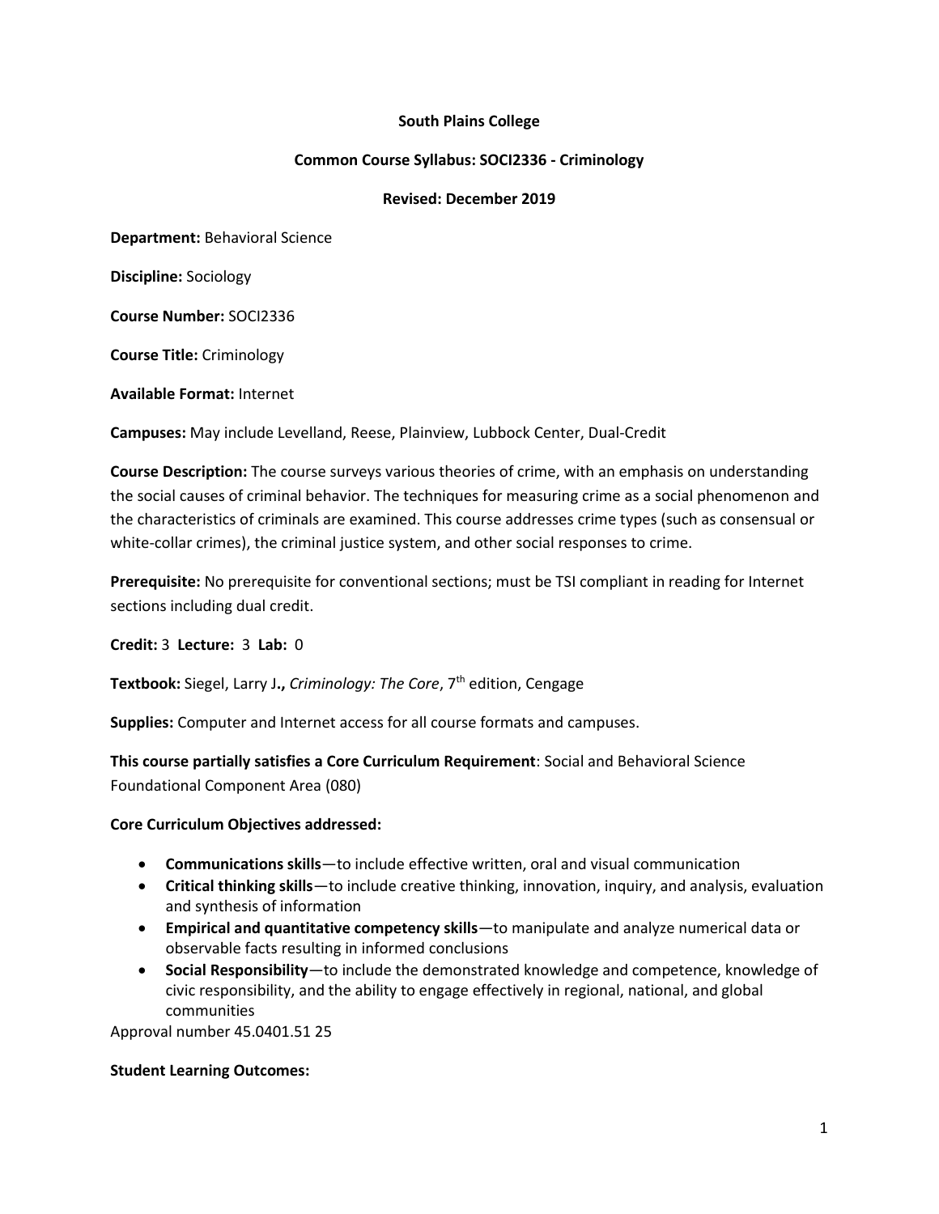**South Plains College**

**Common Course Syllabus: SOCI2336 - Criminology**

**Revised: December 2019**

**Department:** Behavioral Science

**Discipline:** Sociology

**Course Number:** SOCI2336

**Course Title:** Criminology

**Available Format:** Internet

**Campuses:** May include Levelland, Reese, Plainview, Lubbock Center, Dual-Credit

**Course Description:** The course surveys various theories of crime, with an emphasis on understanding the social causes of criminal behavior. The techniques for measuring crime as a social phenomenon and the characteristics of criminals are examined. This course addresses crime types (such as consensual or white-collar crimes), the criminal justice system, and other social responses to crime.

**Prerequisite:** No prerequisite for conventional sections; must be TSI compliant in reading for Internet sections including dual credit.

**Credit:** 3 **Lecture:** 3 **Lab:** 0

**Textbook:** Siegel, Larry J**.,** *Criminology: The Core*, 7th edition, Cengage

**Supplies:** Computer and Internet access for all course formats and campuses.

**This course partially satisfies a Core Curriculum Requirement**: Social and Behavioral Science Foundational Component Area (080)

**Core Curriculum Objectives addressed:**

- **Communications skills**—to include effective written, oral and visual communication
- **Critical thinking skills**—to include creative thinking, innovation, inquiry, and analysis, evaluation and synthesis of information
- **Empirical and quantitative competency skills**—to manipulate and analyze numerical data or observable facts resulting in informed conclusions
- **Social Responsibility**—to include the demonstrated knowledge and competence, knowledge of civic responsibility, and the ability to engage effectively in regional, national, and global communities

Approval number 45.0401.51 25

**Student Learning Outcomes:**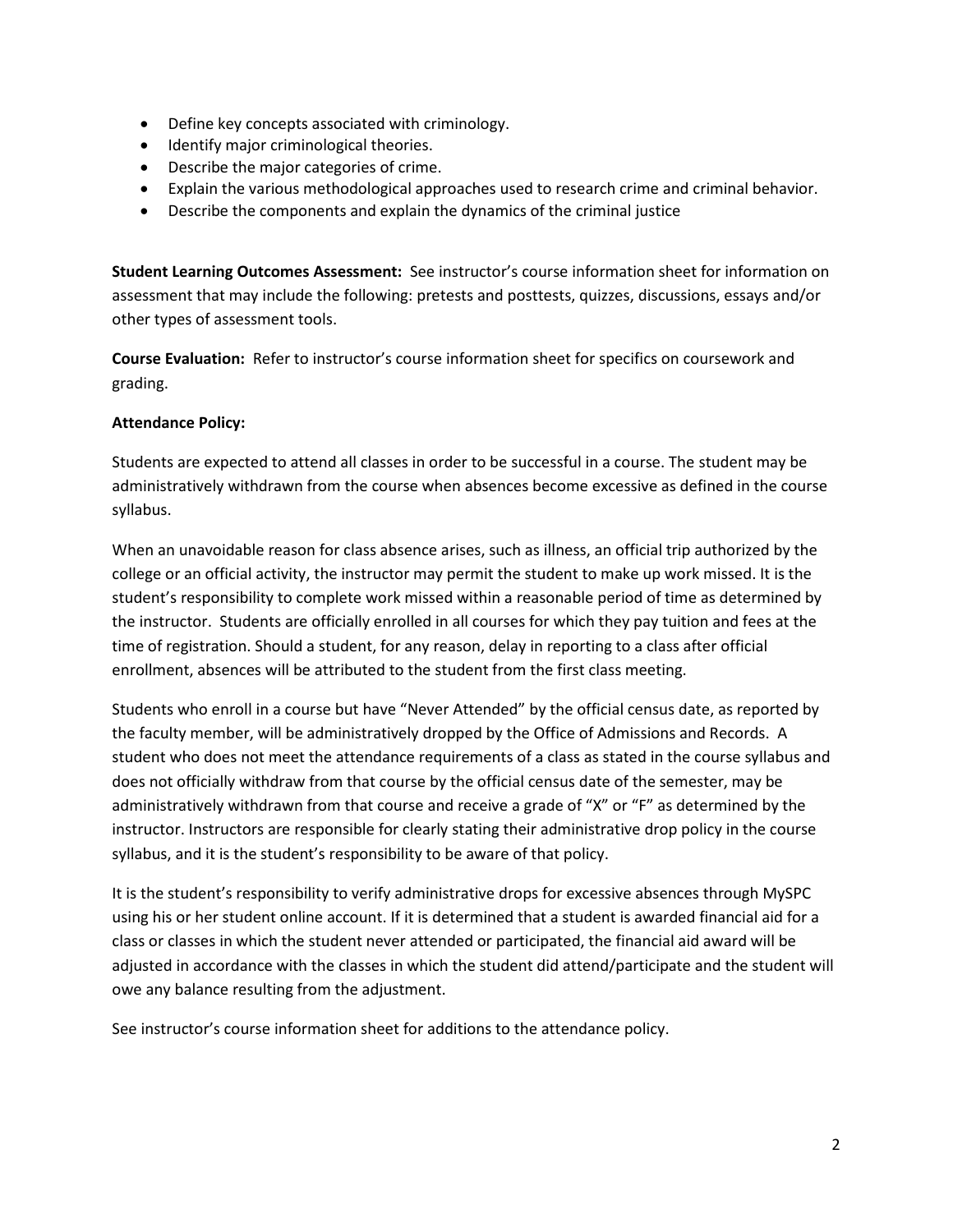- Define key concepts associated with criminology.
- Identify major criminological theories.
- Describe the major categories of crime.
- Explain the various methodological approaches used to research crime and criminal behavior.
- Describe the components and explain the dynamics of the criminal justice

**Student Learning Outcomes Assessment:** See instructor's course information sheet for information on assessment that may include the following: pretests and posttests, quizzes, discussions, essays and/or other types of assessment tools.

**Course Evaluation:** Refer to instructor's course information sheet for specifics on coursework and grading.

**Attendance Policy:**

Students are expected to attend all classes in order to be successful in a course. The student may be administratively withdrawn from the course when absences become excessive as defined in the course syllabus.

When an unavoidable reason for class absence arises, such as illness, an official trip authorized by the college or an official activity, the instructor may permit the student to make up work missed. It is the student's responsibility to complete work missed within a reasonable period of time as determined by the instructor. Students are officially enrolled in all courses for which they pay tuition and fees at the time of registration. Should a student, for any reason, delay in reporting to a class after official enrollment, absences will be attributed to the student from the first class meeting.

Students who enroll in a course but have "Never Attended" by the official census date, as reported by the faculty member, will be administratively dropped by the Office of Admissions and Records. A student who does not meet the attendance requirements of a class as stated in the course syllabus and does not officially withdraw from that course by the official census date of the semester, may be administratively withdrawn from that course and receive a grade of "X" or "F" as determined by the instructor. Instructors are responsible for clearly stating their administrative drop policy in the course syllabus, and it is the student's responsibility to be aware of that policy.

It is the student's responsibility to verify administrative drops for excessive absences through MySPC using his or her student online account. If it is determined that a student is awarded financial aid for a class or classes in which the student never attended or participated, the financial aid award will be adjusted in accordance with the classes in which the student did attend/participate and the student will owe any balance resulting from the adjustment.

See instructor's course information sheet for additions to the attendance policy.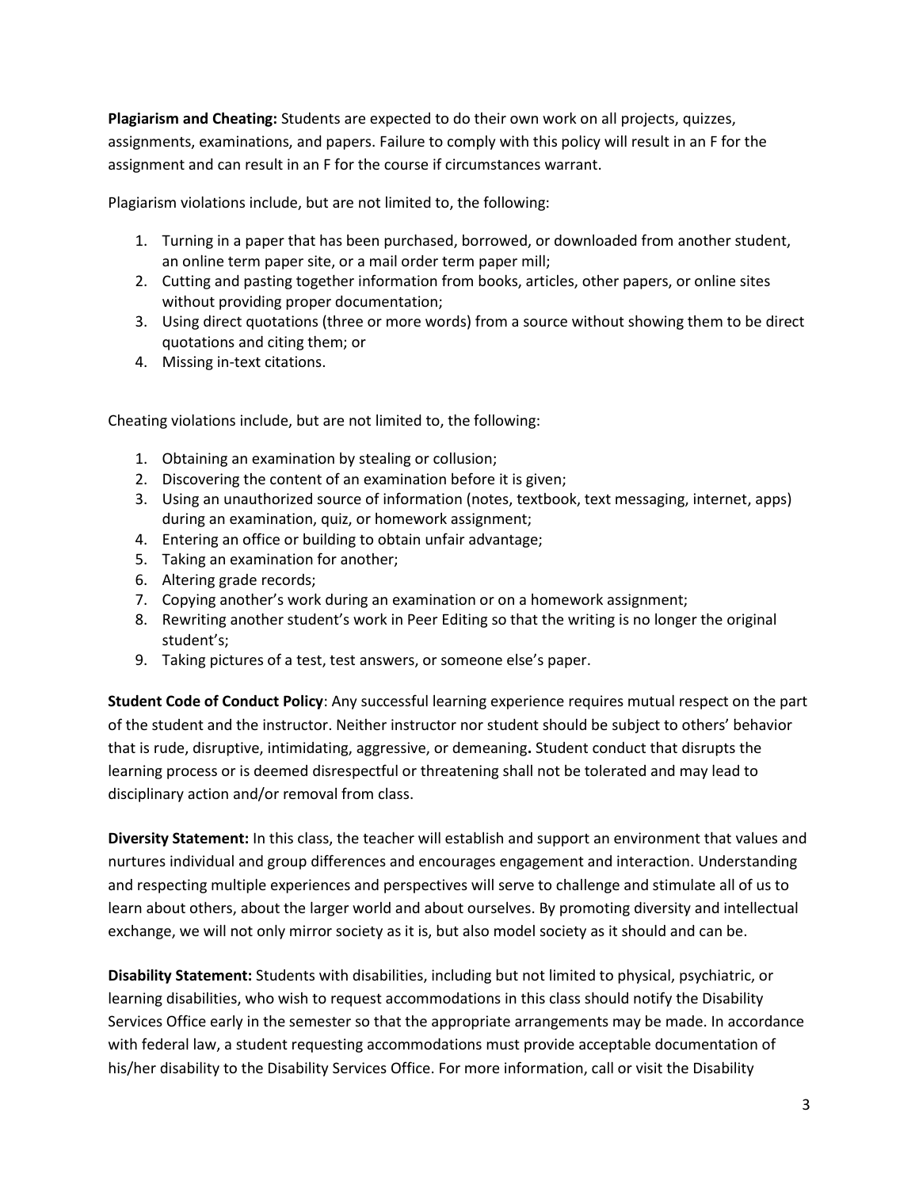**Plagiarism and Cheating:** Students are expected to do their own work on all projects, quizzes, assignments, examinations, and papers. Failure to comply with this policy will result in an F for the assignment and can result in an F for the course if circumstances warrant.

Plagiarism violations include, but are not limited to, the following:

1. Turning in a paper that has been purchased, borrowed, or downloaded from another student, an online term paper site, or a mail order term paper mill;
2. Cutting and pasting together information from books, articles, other papers, or online sites without providing proper documentation;
3. Using direct quotations (three or more words) from a source without showing them to be direct quotations and citing them; or
4. Missing in-text citations.

Cheating violations include, but are not limited to, the following:

1. Obtaining an examination by stealing or collusion;
2. Discovering the content of an examination before it is given;
3. Using an unauthorized source of information (notes, textbook, text messaging, internet, apps) during an examination, quiz, or homework assignment;
4. Entering an office or building to obtain unfair advantage;
5. Taking an examination for another;
6. Altering grade records;
7. Copying another's work during an examination or on a homework assignment;
8. Rewriting another student's work in Peer Editing so that the writing is no longer the original student's;
9. Taking pictures of a test, test answers, or someone else's paper.

**Student Code of Conduct Policy**: Any successful learning experience requires mutual respect on the part of the student and the instructor. Neither instructor nor student should be subject to others' behavior that is rude, disruptive, intimidating, aggressive, or demeaning**.** Student conduct that disrupts the learning process or is deemed disrespectful or threatening shall not be tolerated and may lead to disciplinary action and/or removal from class.

**Diversity Statement:** In this class, the teacher will establish and support an environment that values and nurtures individual and group differences and encourages engagement and interaction. Understanding and respecting multiple experiences and perspectives will serve to challenge and stimulate all of us to learn about others, about the larger world and about ourselves. By promoting diversity and intellectual exchange, we will not only mirror society as it is, but also model society as it should and can be.

**Disability Statement:** Students with disabilities, including but not limited to physical, psychiatric, or learning disabilities, who wish to request accommodations in this class should notify the Disability Services Office early in the semester so that the appropriate arrangements may be made. In accordance with federal law, a student requesting accommodations must provide acceptable documentation of his/her disability to the Disability Services Office. For more information, call or visit the Disability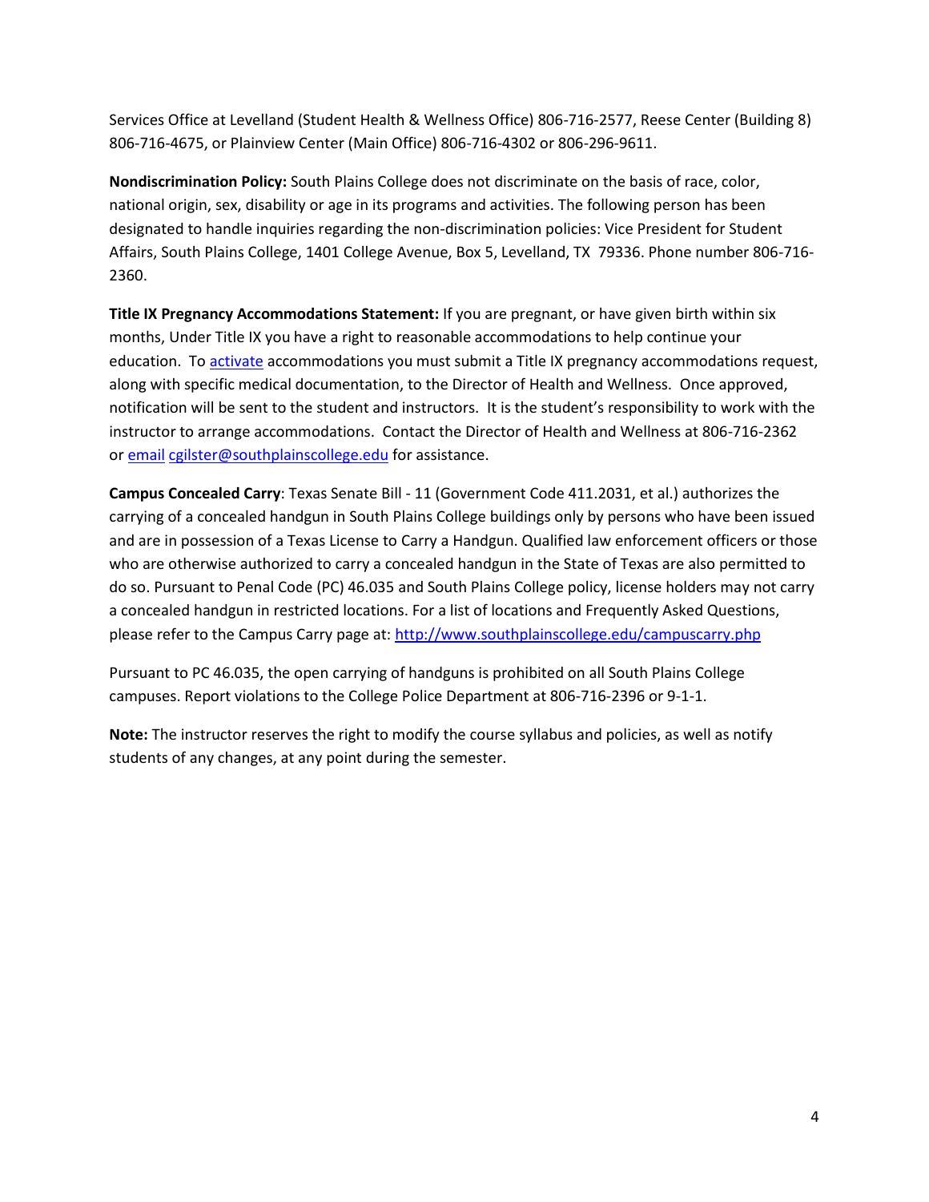Services Office at Levelland (Student Health & Wellness Office) 806-716-2577, Reese Center (Building 8) 806-716-4675, or Plainview Center (Main Office) 806-716-4302 or 806-296-9611.

**Nondiscrimination Policy:** South Plains College does not discriminate on the basis of race, color, national origin, sex, disability or age in its programs and activities. The following person has been designated to handle inquiries regarding the non-discrimination policies: Vice President for Student Affairs, South Plains College, 1401 College Avenue, Box 5, Levelland, TX 79336. Phone number 806-716-2360.

**Title IX Pregnancy Accommodations Statement:** If you are pregnant, or have given birth within six months, Under Title IX you have a right to reasonable accommodations to help continue your education. To activate accommodations you must submit a Title IX pregnancy accommodations request, along with specific medical documentation, to the Director of Health and Wellness. Once approved, notification will be sent to the student and instructors. It is the student's responsibility to work with the instructor to arrange accommodations. Contact the Director of Health and Wellness at 806-716-2362 or email cgilster@southplainscollege.edu for assistance.

**Campus Concealed Carry**: Texas Senate Bill - 11 (Government Code 411.2031, et al.) authorizes the carrying of a concealed handgun in South Plains College buildings only by persons who have been issued and are in possession of a Texas License to Carry a Handgun. Qualified law enforcement officers or those who are otherwise authorized to carry a concealed handgun in the State of Texas are also permitted to do so. Pursuant to Penal Code (PC) 46.035 and South Plains College policy, license holders may not carry a concealed handgun in restricted locations. For a list of locations and Frequently Asked Questions, please refer to the Campus Carry page at: http://www.southplainscollege.edu/campuscarry.php

Pursuant to PC 46.035, the open carrying of handguns is prohibited on all South Plains College campuses. Report violations to the College Police Department at 806-716-2396 or 9-1-1.

**Note:** The instructor reserves the right to modify the course syllabus and policies, as well as notify students of any changes, at any point during the semester.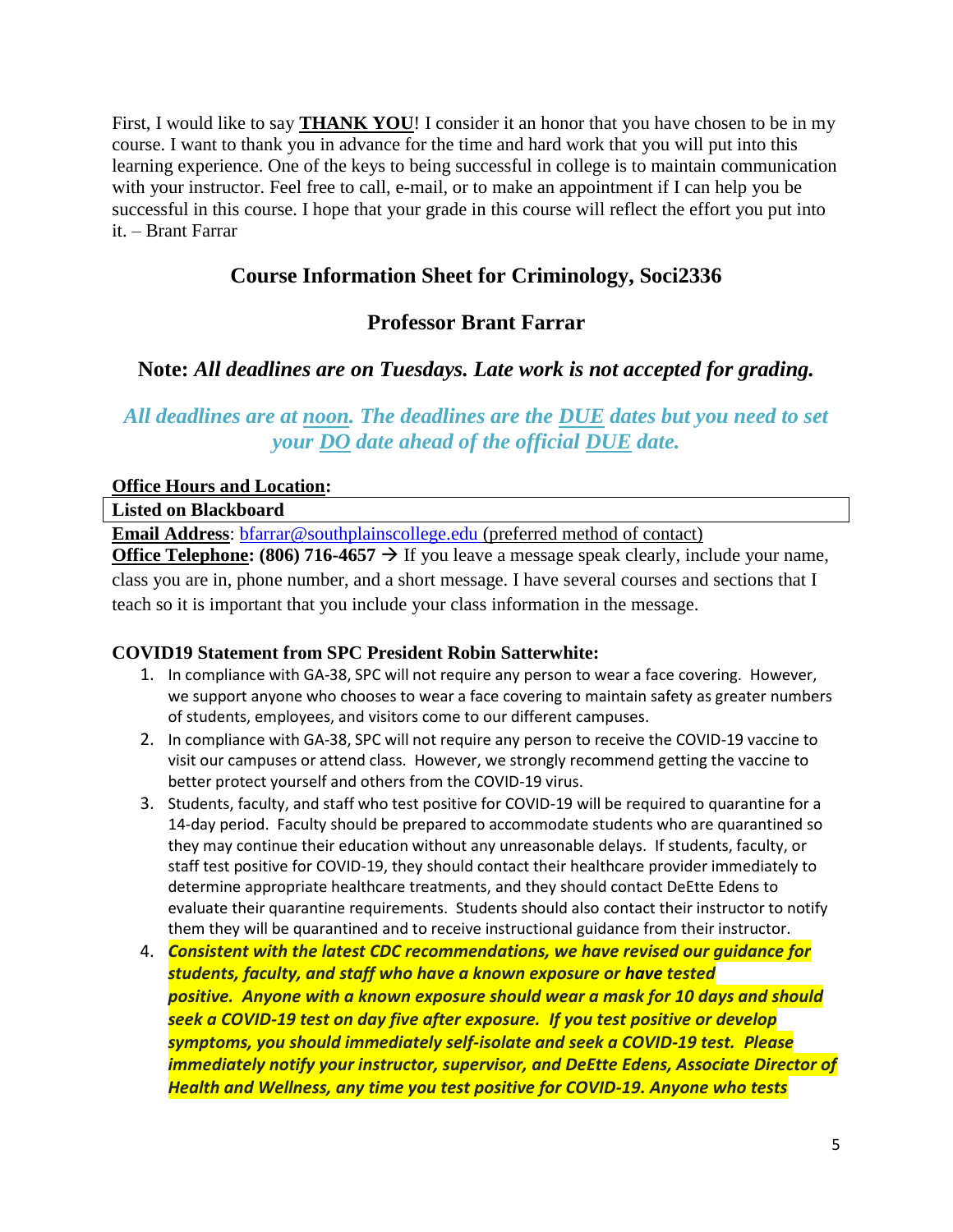First, I would like to say **THANK YOU**! I consider it an honor that you have chosen to be in my course. I want to thank you in advance for the time and hard work that you will put into this learning experience. One of the keys to being successful in college is to maintain communication with your instructor. Feel free to call, e-mail, or to make an appointment if I can help you be successful in this course. I hope that your grade in this course will reflect the effort you put into it. – Brant Farrar

## Course Information Sheet for Criminology, Soci2336

## Professor Brant Farrar

### Note: *All deadlines are on Tuesdays. Late work is not accepted for grading.*

***All deadlines are at noon. The deadlines are the DUE dates but you need to set your DO date ahead of the official DUE date.***

**Office Hours and Location:**

**Listed on Blackboard**

**Email Address**: bfarrar@southplainscollege.edu (preferred method of contact)

**Office Telephone: (806) 716-4657** → If you leave a message speak clearly, include your name, class you are in, phone number, and a short message. I have several courses and sections that I teach so it is important that you include your class information in the message.

**COVID19 Statement from SPC President Robin Satterwhite:**

1. In compliance with GA-38, SPC will not require any person to wear a face covering. However, we support anyone who chooses to wear a face covering to maintain safety as greater numbers of students, employees, and visitors come to our different campuses.
2. In compliance with GA-38, SPC will not require any person to receive the COVID-19 vaccine to visit our campuses or attend class. However, we strongly recommend getting the vaccine to better protect yourself and others from the COVID-19 virus.
3. Students, faculty, and staff who test positive for COVID-19 will be required to quarantine for a 14-day period. Faculty should be prepared to accommodate students who are quarantined so they may continue their education without any unreasonable delays. If students, faculty, or staff test positive for COVID-19, they should contact their healthcare provider immediately to determine appropriate healthcare treatments, and they should contact DeEtte Edens to evaluate their quarantine requirements. Students should also contact their instructor to notify them they will be quarantined and to receive instructional guidance from their instructor.
4. ***Consistent with the latest CDC recommendations, we have revised our guidance for students, faculty, and staff who have a known exposure or have tested positive. Anyone with a known exposure should wear a mask for 10 days and should seek a COVID-19 test on day five after exposure. If you test positive or develop symptoms, you should immediately self-isolate and seek a COVID-19 test. Please immediately notify your instructor, supervisor, and DeEtte Edens, Associate Director of Health and Wellness, any time you test positive for COVID-19. Anyone who tests***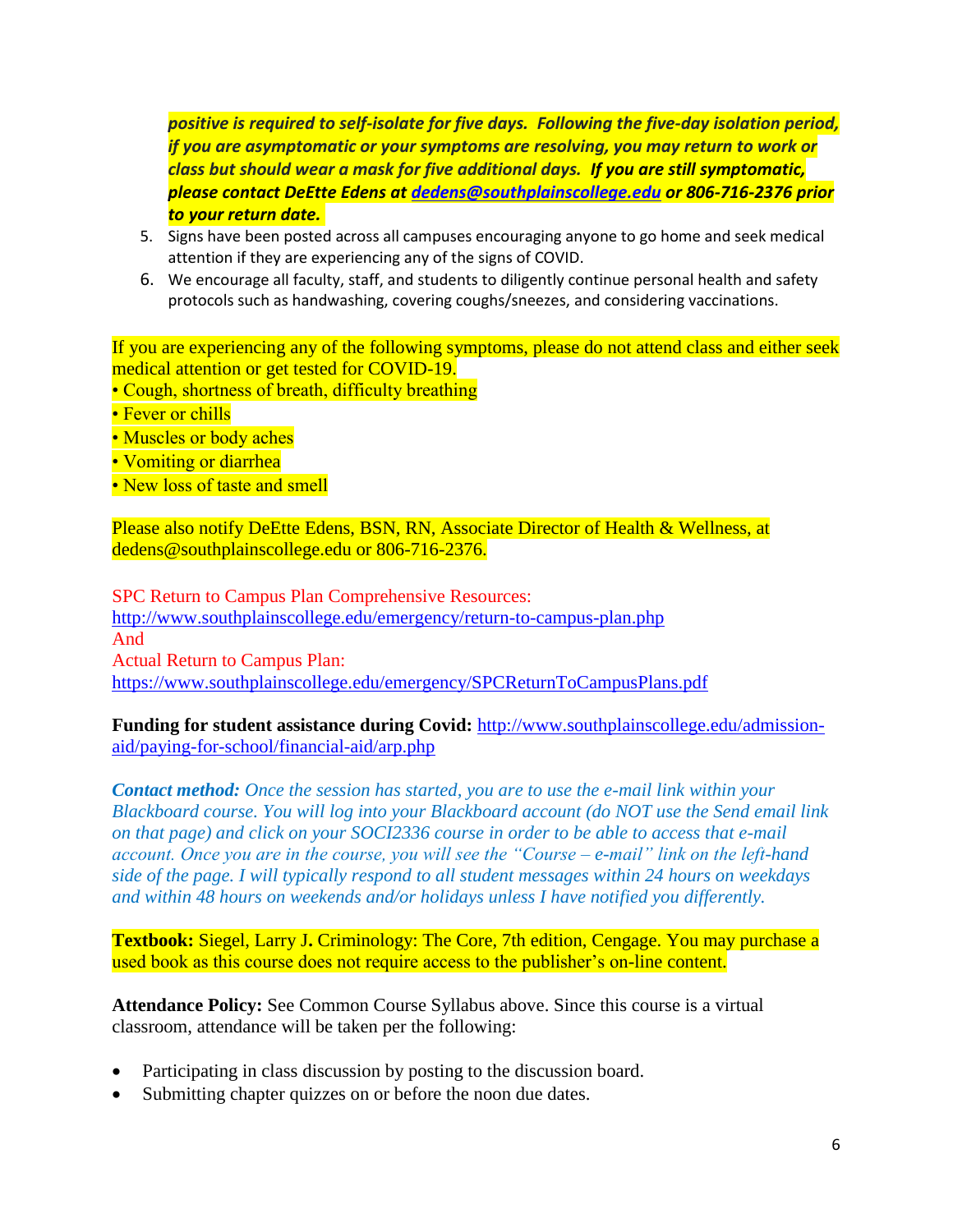***positive is required to self-isolate for five days. Following the five-day isolation period, if you are asymptomatic or your symptoms are resolving, you may return to work or class but should wear a mask for five additional days. If you are still symptomatic, please contact DeEtte Edens at [dedens@southplainscollege.edu](mailto:dedens@southplainscollege.edu) or 806-716-2376 prior to your return date.***

5. Signs have been posted across all campuses encouraging anyone to go home and seek medical attention if they are experiencing any of the signs of COVID.
6. We encourage all faculty, staff, and students to diligently continue personal health and safety protocols such as handwashing, covering coughs/sneezes, and considering vaccinations.

If you are experiencing any of the following symptoms, please do not attend class and either seek medical attention or get tested for COVID-19.

- Cough, shortness of breath, difficulty breathing
- Fever or chills
- Muscles or body aches
- Vomiting or diarrhea
- New loss of taste and smell

Please also notify DeEtte Edens, BSN, RN, Associate Director of Health & Wellness, at dedens@southplainscollege.edu or 806-716-2376.

SPC Return to Campus Plan Comprehensive Resources:
http://www.southplainscollege.edu/emergency/return-to-campus-plan.php
And
Actual Return to Campus Plan:
https://www.southplainscollege.edu/emergency/SPCReturnToCampusPlans.pdf

**Funding for student assistance during Covid:** http://www.southplainscollege.edu/admission-aid/paying-for-school/financial-aid/arp.php

***Contact method:*** *Once the session has started, you are to use the e-mail link within your Blackboard course. You will log into your Blackboard account (do NOT use the Send email link on that page) and click on your SOCI2336 course in order to be able to access that e-mail account. Once you are in the course, you will see the "Course – e-mail" link on the left-hand side of the page. I will typically respond to all student messages within 24 hours on weekdays and within 48 hours on weekends and/or holidays unless I have notified you differently.*

**Textbook:** Siegel, Larry J**.** Criminology: The Core, 7th edition, Cengage. You may purchase a used book as this course does not require access to the publisher's on-line content.

**Attendance Policy:** See Common Course Syllabus above. Since this course is a virtual classroom, attendance will be taken per the following:

- Participating in class discussion by posting to the discussion board.
- Submitting chapter quizzes on or before the noon due dates.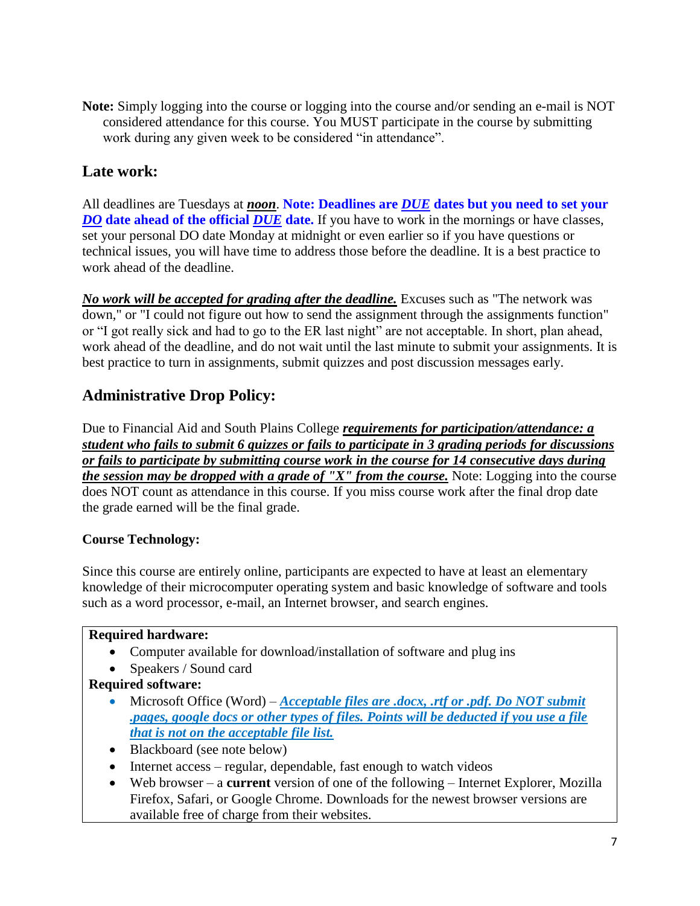**Note:** Simply logging into the course or logging into the course and/or sending an e-mail is NOT considered attendance for this course. You MUST participate in the course by submitting work during any given week to be considered "in attendance".

## Late work:

All deadlines are Tuesdays at ***noon***. **Note: Deadlines are *DUE* dates but you need to set your *DO* date ahead of the official *DUE* date.** If you have to work in the mornings or have classes, set your personal DO date Monday at midnight or even earlier so if you have questions or technical issues, you will have time to address those before the deadline. It is a best practice to work ahead of the deadline.

***No work will be accepted for grading after the deadline.*** Excuses such as "The network was down," or "I could not figure out how to send the assignment through the assignments function" or "I got really sick and had to go to the ER last night" are not acceptable. In short, plan ahead, work ahead of the deadline, and do not wait until the last minute to submit your assignments. It is best practice to turn in assignments, submit quizzes and post discussion messages early.

## Administrative Drop Policy:

Due to Financial Aid and South Plains College ***requirements for participation/attendance: a student who fails to submit 6 quizzes or fails to participate in 3 grading periods for discussions or fails to participate by submitting course work in the course for 14 consecutive days during the session may be dropped with a grade of "X" from the course.*** Note: Logging into the course does NOT count as attendance in this course. If you miss course work after the final drop date the grade earned will be the final grade.

**Course Technology:**

Since this course are entirely online, participants are expected to have at least an elementary knowledge of their microcomputer operating system and basic knowledge of software and tools such as a word processor, e-mail, an Internet browser, and search engines.

**Required hardware:**

- Computer available for download/installation of software and plug ins
- Speakers / Sound card

**Required software:**

- Microsoft Office (Word) – ***Acceptable files are .docx, .rtf or .pdf. Do NOT submit .pages, google docs or other types of files. Points will be deducted if you use a file that is not on the acceptable file list.***
- Blackboard (see note below)
- Internet access – regular, dependable, fast enough to watch videos
- Web browser – a **current** version of one of the following – Internet Explorer, Mozilla Firefox, Safari, or Google Chrome. Downloads for the newest browser versions are available free of charge from their websites.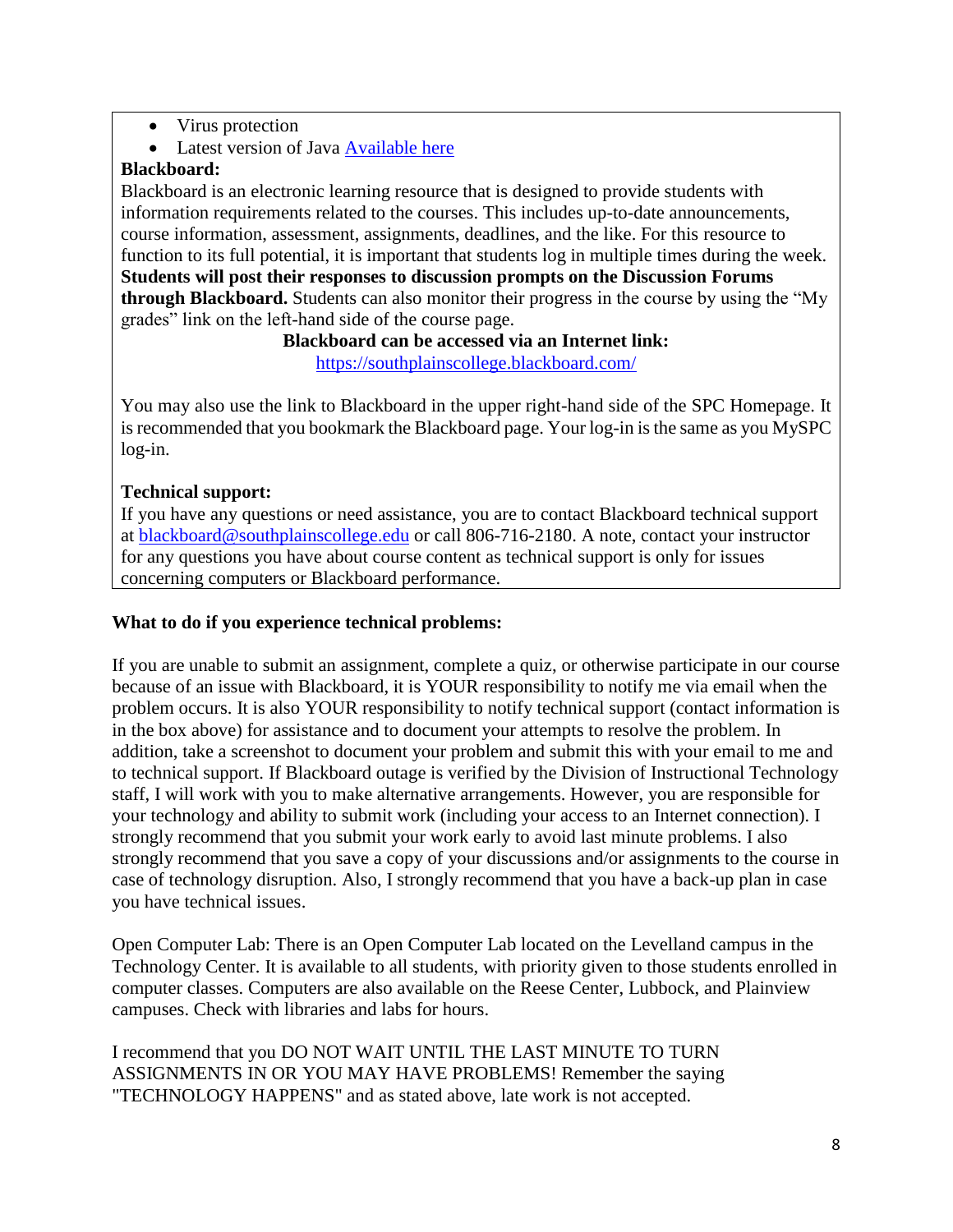- Virus protection
- Latest version of Java [Available here]

**Blackboard:**

Blackboard is an electronic learning resource that is designed to provide students with information requirements related to the courses. This includes up-to-date announcements, course information, assessment, assignments, deadlines, and the like. For this resource to function to its full potential, it is important that students log in multiple times during the week. **Students will post their responses to discussion prompts on the Discussion Forums through Blackboard.** Students can also monitor their progress in the course by using the "My grades" link on the left-hand side of the course page.

**Blackboard can be accessed via an Internet link:**
https://southplainscollege.blackboard.com/

You may also use the link to Blackboard in the upper right-hand side of the SPC Homepage. It is recommended that you bookmark the Blackboard page. Your log-in is the same as you MySPC log-in.

**Technical support:**

If you have any questions or need assistance, you are to contact Blackboard technical support at blackboard@southplainscollege.edu or call 806-716-2180. A note, contact your instructor for any questions you have about course content as technical support is only for issues concerning computers or Blackboard performance.

**What to do if you experience technical problems:**

If you are unable to submit an assignment, complete a quiz, or otherwise participate in our course because of an issue with Blackboard, it is YOUR responsibility to notify me via email when the problem occurs. It is also YOUR responsibility to notify technical support (contact information is in the box above) for assistance and to document your attempts to resolve the problem. In addition, take a screenshot to document your problem and submit this with your email to me and to technical support. If Blackboard outage is verified by the Division of Instructional Technology staff, I will work with you to make alternative arrangements. However, you are responsible for your technology and ability to submit work (including your access to an Internet connection). I strongly recommend that you submit your work early to avoid last minute problems. I also strongly recommend that you save a copy of your discussions and/or assignments to the course in case of technology disruption. Also, I strongly recommend that you have a back-up plan in case you have technical issues.

Open Computer Lab: There is an Open Computer Lab located on the Levelland campus in the Technology Center. It is available to all students, with priority given to those students enrolled in computer classes. Computers are also available on the Reese Center, Lubbock, and Plainview campuses. Check with libraries and labs for hours.

I recommend that you DO NOT WAIT UNTIL THE LAST MINUTE TO TURN ASSIGNMENTS IN OR YOU MAY HAVE PROBLEMS! Remember the saying "TECHNOLOGY HAPPENS" and as stated above, late work is not accepted.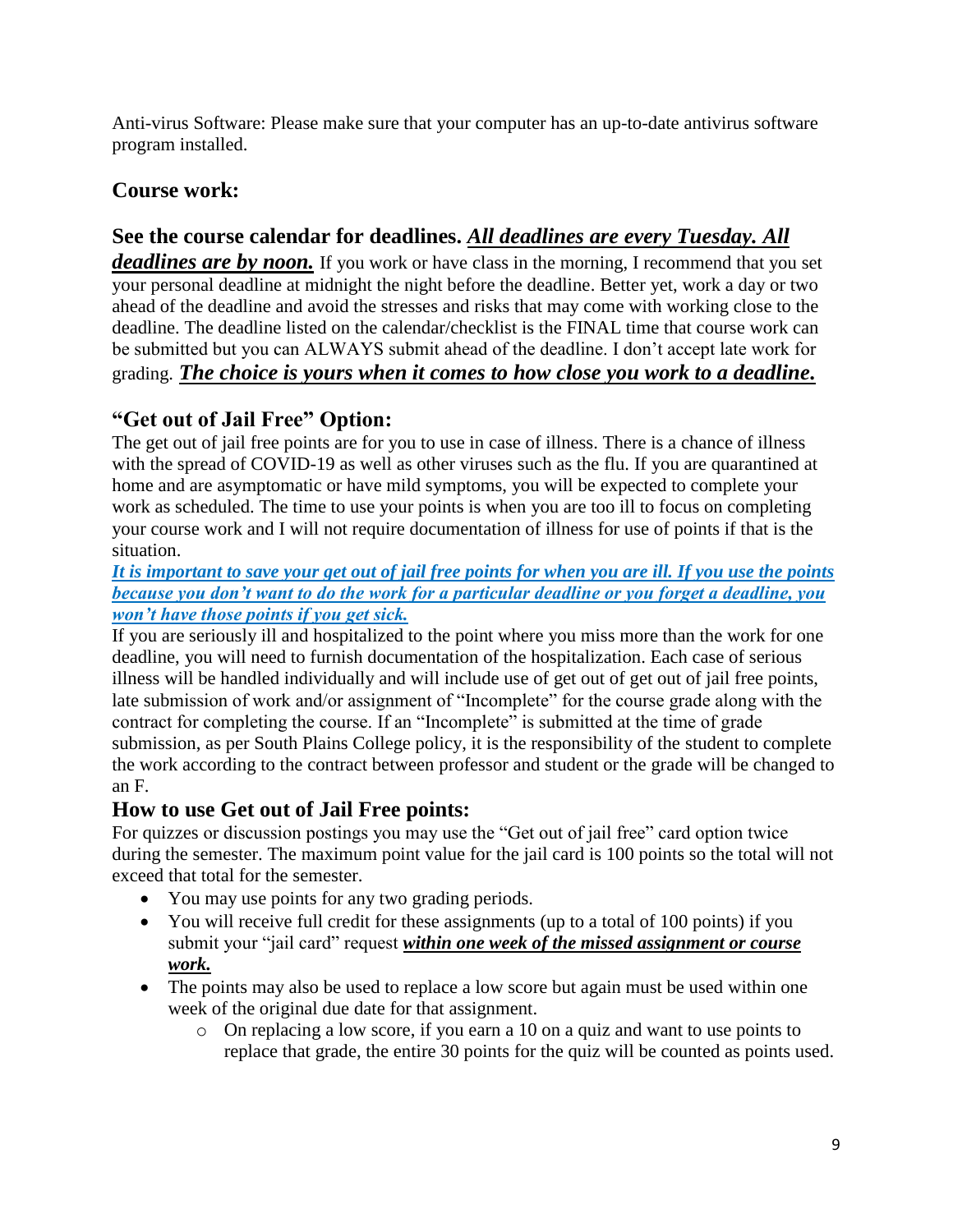Anti-virus Software: Please make sure that your computer has an up-to-date antivirus software program installed.

## Course work:

### See the course calendar for deadlines. ***All deadlines are every Tuesday. All deadlines are by noon.***

If you work or have class in the morning, I recommend that you set your personal deadline at midnight the night before the deadline. Better yet, work a day or two ahead of the deadline and avoid the stresses and risks that may come with working close to the deadline. The deadline listed on the calendar/checklist is the FINAL time that course work can be submitted but you can ALWAYS submit ahead of the deadline. I don't accept late work for grading. ***The choice is yours when it comes to how close you work to a deadline.***

### "Get out of Jail Free" Option:

The get out of jail free points are for you to use in case of illness. There is a chance of illness with the spread of COVID-19 as well as other viruses such as the flu. If you are quarantined at home and are asymptomatic or have mild symptoms, you will be expected to complete your work as scheduled. The time to use your points is when you are too ill to focus on completing your course work and I will not require documentation of illness for use of points if that is the situation.

***It is important to save your get out of jail free points for when you are ill. If you use the points because you don't want to do the work for a particular deadline or you forget a deadline, you won't have those points if you get sick.***

If you are seriously ill and hospitalized to the point where you miss more than the work for one deadline, you will need to furnish documentation of the hospitalization. Each case of serious illness will be handled individually and will include use of get out of get out of jail free points, late submission of work and/or assignment of "Incomplete" for the course grade along with the contract for completing the course. If an "Incomplete" is submitted at the time of grade submission, as per South Plains College policy, it is the responsibility of the student to complete the work according to the contract between professor and student or the grade will be changed to an F.

### How to use Get out of Jail Free points:

For quizzes or discussion postings you may use the "Get out of jail free" card option twice during the semester. The maximum point value for the jail card is 100 points so the total will not exceed that total for the semester.

- You may use points for any two grading periods.
- You will receive full credit for these assignments (up to a total of 100 points) if you submit your "jail card" request ***within one week of the missed assignment or course work.***
- The points may also be used to replace a low score but again must be used within one week of the original due date for that assignment.
  - On replacing a low score, if you earn a 10 on a quiz and want to use points to replace that grade, the entire 30 points for the quiz will be counted as points used.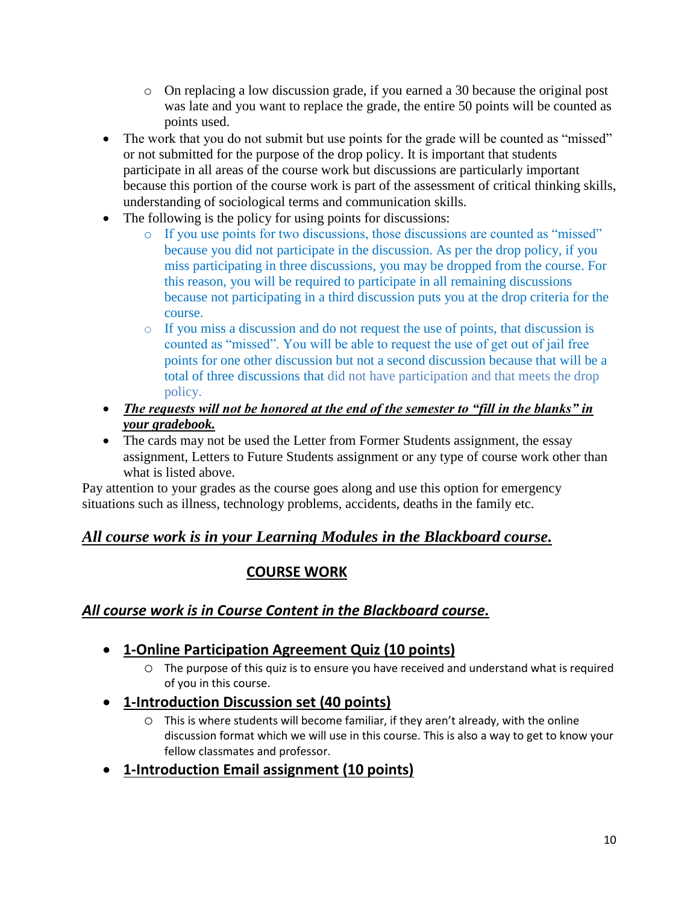- On replacing a low discussion grade, if you earned a 30 because the original post was late and you want to replace the grade, the entire 50 points will be counted as points used.
- The work that you do not submit but use points for the grade will be counted as "missed" or not submitted for the purpose of the drop policy. It is important that students participate in all areas of the course work but discussions are particularly important because this portion of the course work is part of the assessment of critical thinking skills, understanding of sociological terms and communication skills.
- The following is the policy for using points for discussions:
  - If you use points for two discussions, those discussions are counted as "missed" because you did not participate in the discussion. As per the drop policy, if you miss participating in three discussions, you may be dropped from the course. For this reason, you will be required to participate in all remaining discussions because not participating in a third discussion puts you at the drop criteria for the course.
  - If you miss a discussion and do not request the use of points, that discussion is counted as "missed". You will be able to request the use of get out of jail free points for one other discussion but not a second discussion because that will be a total of three discussions that did not have participation and that meets the drop policy.
- ***The requests will not be honored at the end of the semester to "fill in the blanks" in your gradebook.***
- The cards may not be used the Letter from Former Students assignment, the essay assignment, Letters to Future Students assignment or any type of course work other than what is listed above.

Pay attention to your grades as the course goes along and use this option for emergency situations such as illness, technology problems, accidents, deaths in the family etc.

***All course work is in your Learning Modules in the Blackboard course.***

## COURSE WORK

***All course work is in Course Content in the Blackboard course.***

- **1-Online Participation Agreement Quiz (10 points)**
  - The purpose of this quiz is to ensure you have received and understand what is required of you in this course.
- **1-Introduction Discussion set (40 points)**
  - This is where students will become familiar, if they aren't already, with the online discussion format which we will use in this course. This is also a way to get to know your fellow classmates and professor.
- **1-Introduction Email assignment (10 points)**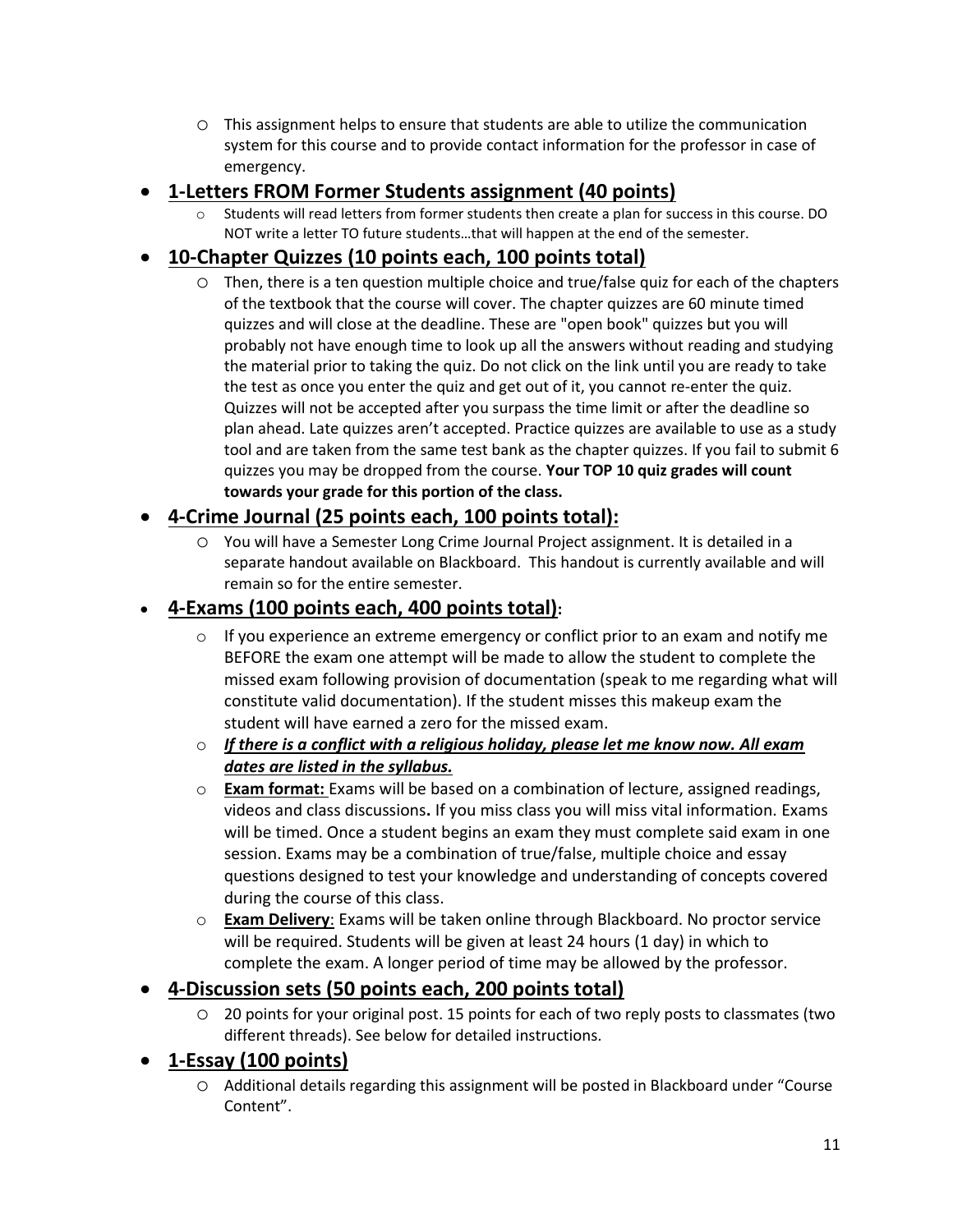- This assignment helps to ensure that students are able to utilize the communication system for this course and to provide contact information for the professor in case of emergency.

- **<u>1-Letters FROM Former Students assignment (40 points)</u>**
  - Students will read letters from former students then create a plan for success in this course. DO NOT write a letter TO future students…that will happen at the end of the semester.

- **<u>10-Chapter Quizzes (10 points each, 100 points total)</u>**
  - Then, there is a ten question multiple choice and true/false quiz for each of the chapters of the textbook that the course will cover. The chapter quizzes are 60 minute timed quizzes and will close at the deadline. These are "open book" quizzes but you will probably not have enough time to look up all the answers without reading and studying the material prior to taking the quiz. Do not click on the link until you are ready to take the test as once you enter the quiz and get out of it, you cannot re-enter the quiz. Quizzes will not be accepted after you surpass the time limit or after the deadline so plan ahead. Late quizzes aren't accepted. Practice quizzes are available to use as a study tool and are taken from the same test bank as the chapter quizzes. If you fail to submit 6 quizzes you may be dropped from the course. **Your TOP 10 quiz grades will count towards your grade for this portion of the class.**

- **<u>4-Crime Journal (25 points each, 100 points total):</u>**
  - You will have a Semester Long Crime Journal Project assignment. It is detailed in a separate handout available on Blackboard. This handout is currently available and will remain so for the entire semester.

- **<u>4-Exams (100 points each, 400 points total)</u>:**
  - If you experience an extreme emergency or conflict prior to an exam and notify me BEFORE the exam one attempt will be made to allow the student to complete the missed exam following provision of documentation (speak to me regarding what will constitute valid documentation). If the student misses this makeup exam the student will have earned a zero for the missed exam.
  - ***<u>If there is a conflict with a religious holiday, please let me know now. All exam dates are listed in the syllabus.</u>***
  - **<u>Exam format:</u>** Exams will be based on a combination of lecture, assigned readings, videos and class discussions**.** If you miss class you will miss vital information. Exams will be timed. Once a student begins an exam they must complete said exam in one session. Exams may be a combination of true/false, multiple choice and essay questions designed to test your knowledge and understanding of concepts covered during the course of this class.
  - **<u>Exam Delivery</u>**: Exams will be taken online through Blackboard. No proctor service will be required. Students will be given at least 24 hours (1 day) in which to complete the exam. A longer period of time may be allowed by the professor.

- **<u>4-Discussion sets (50 points each, 200 points total)</u>**
  - 20 points for your original post. 15 points for each of two reply posts to classmates (two different threads). See below for detailed instructions.

- **<u>1-Essay (100 points)</u>**
  - Additional details regarding this assignment will be posted in Blackboard under "Course Content".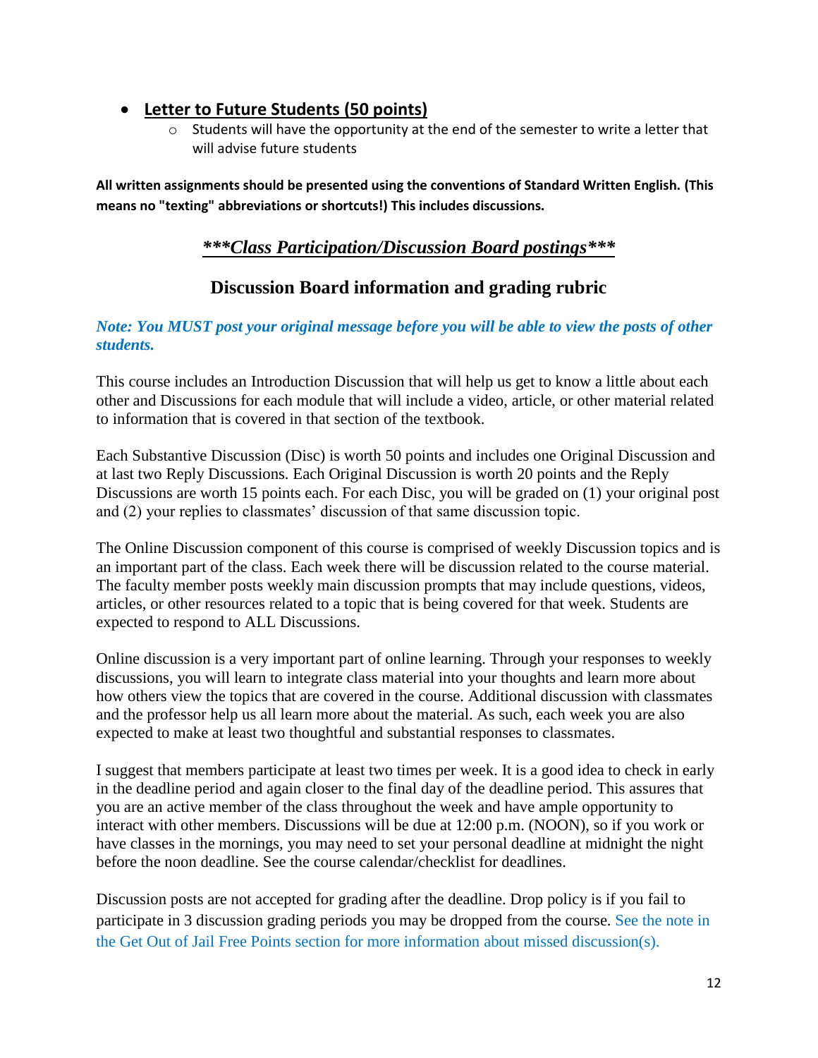- **Letter to Future Students (50 points)**
  - Students will have the opportunity at the end of the semester to write a letter that will advise future students

**All written assignments should be presented using the conventions of Standard Written English. (This means no "texting" abbreviations or shortcuts!) This includes discussions.**

## ***\*\*\*Class Participation/Discussion Board postings\*\*\****

## Discussion Board information and grading rubric

***Note: You MUST post your original message before you will be able to view the posts of other students.***

This course includes an Introduction Discussion that will help us get to know a little about each other and Discussions for each module that will include a video, article, or other material related to information that is covered in that section of the textbook.

Each Substantive Discussion (Disc) is worth 50 points and includes one Original Discussion and at last two Reply Discussions. Each Original Discussion is worth 20 points and the Reply Discussions are worth 15 points each. For each Disc, you will be graded on (1) your original post and (2) your replies to classmates' discussion of that same discussion topic.

The Online Discussion component of this course is comprised of weekly Discussion topics and is an important part of the class. Each week there will be discussion related to the course material. The faculty member posts weekly main discussion prompts that may include questions, videos, articles, or other resources related to a topic that is being covered for that week. Students are expected to respond to ALL Discussions.

Online discussion is a very important part of online learning. Through your responses to weekly discussions, you will learn to integrate class material into your thoughts and learn more about how others view the topics that are covered in the course. Additional discussion with classmates and the professor help us all learn more about the material. As such, each week you are also expected to make at least two thoughtful and substantial responses to classmates.

I suggest that members participate at least two times per week. It is a good idea to check in early in the deadline period and again closer to the final day of the deadline period. This assures that you are an active member of the class throughout the week and have ample opportunity to interact with other members. Discussions will be due at 12:00 p.m. (NOON), so if you work or have classes in the mornings, you may need to set your personal deadline at midnight the night before the noon deadline. See the course calendar/checklist for deadlines.

Discussion posts are not accepted for grading after the deadline. Drop policy is if you fail to participate in 3 discussion grading periods you may be dropped from the course. See the note in the Get Out of Jail Free Points section for more information about missed discussion(s).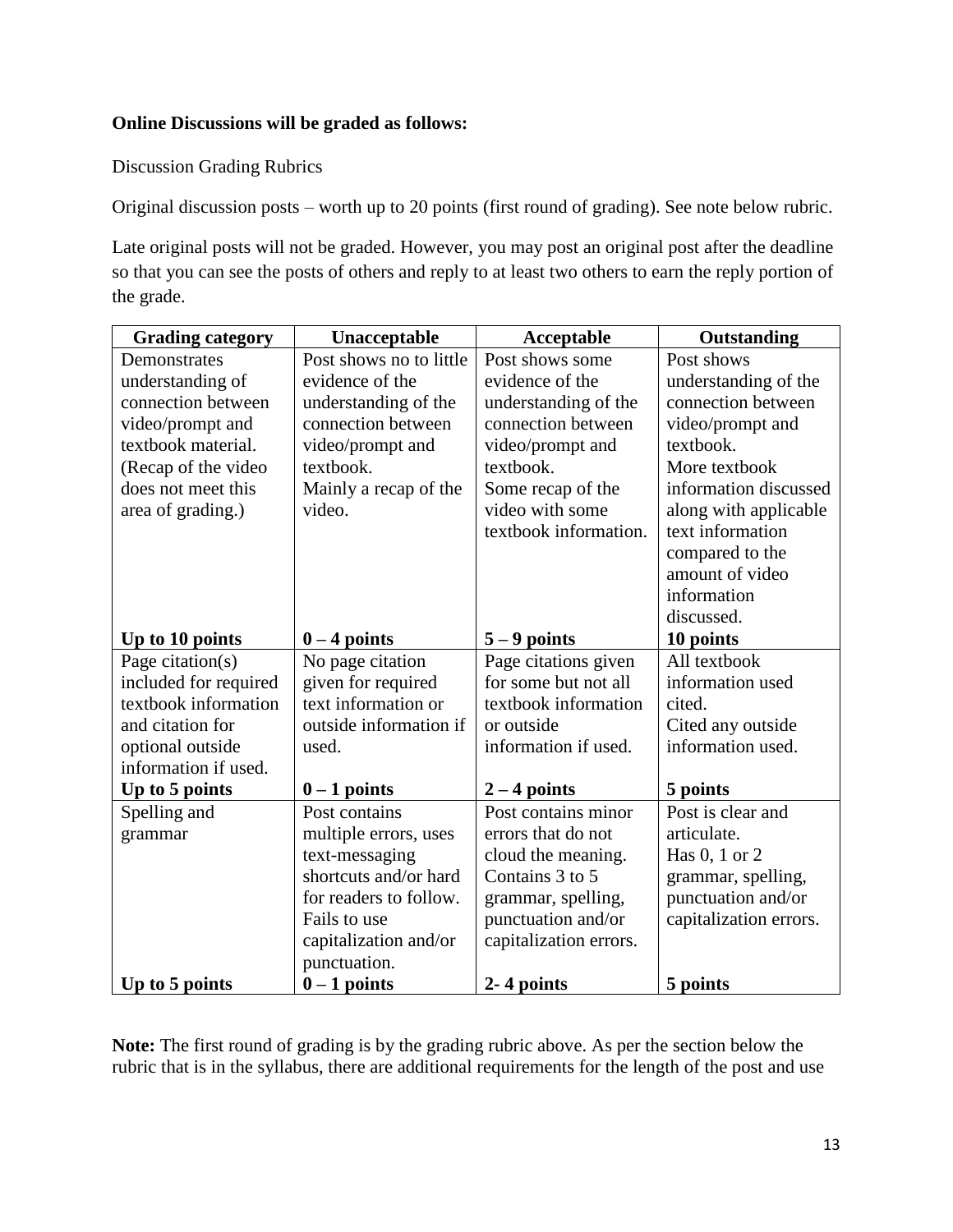**Online Discussions will be graded as follows:**

Discussion Grading Rubrics

Original discussion posts – worth up to 20 points (first round of grading). See note below rubric.

Late original posts will not be graded. However, you may post an original post after the deadline so that you can see the posts of others and reply to at least two others to earn the reply portion of the grade.

| Grading category | Unacceptable | Acceptable | Outstanding |
|---|---|---|---|
| Demonstrates understanding of connection between video/prompt and textbook material. (Recap of the video does not meet this area of grading.)<br>**Up to 10 points** | Post shows no to little evidence of the understanding of the connection between video/prompt and textbook. Mainly a recap of the video.<br>**0 – 4 points** | Post shows some evidence of the understanding of the connection between video/prompt and textbook. Some recap of the video with some textbook information.<br>**5 – 9 points** | Post shows understanding of the connection between video/prompt and textbook. More textbook information discussed along with applicable text information compared to the amount of video information discussed.<br>**10 points** |
| Page citation(s) included for required textbook information and citation for optional outside information if used.<br>**Up to 5 points** | No page citation given for required text information or outside information if used.<br>**0 – 1 points** | Page citations given for some but not all textbook information or outside information if used.<br>**2 – 4 points** | All textbook information used cited. Cited any outside information used.<br>**5 points** |
| Spelling and grammar<br>**Up to 5 points** | Post contains multiple errors, uses text-messaging shortcuts and/or hard for readers to follow. Fails to use capitalization and/or punctuation.<br>**0 – 1 points** | Post contains minor errors that do not cloud the meaning. Contains 3 to 5 grammar, spelling, punctuation and/or capitalization errors.<br>**2- 4 points** | Post is clear and articulate. Has 0, 1 or 2 grammar, spelling, punctuation and/or capitalization errors.<br>**5 points** |

**Note:** The first round of grading is by the grading rubric above. As per the section below the rubric that is in the syllabus, there are additional requirements for the length of the post and use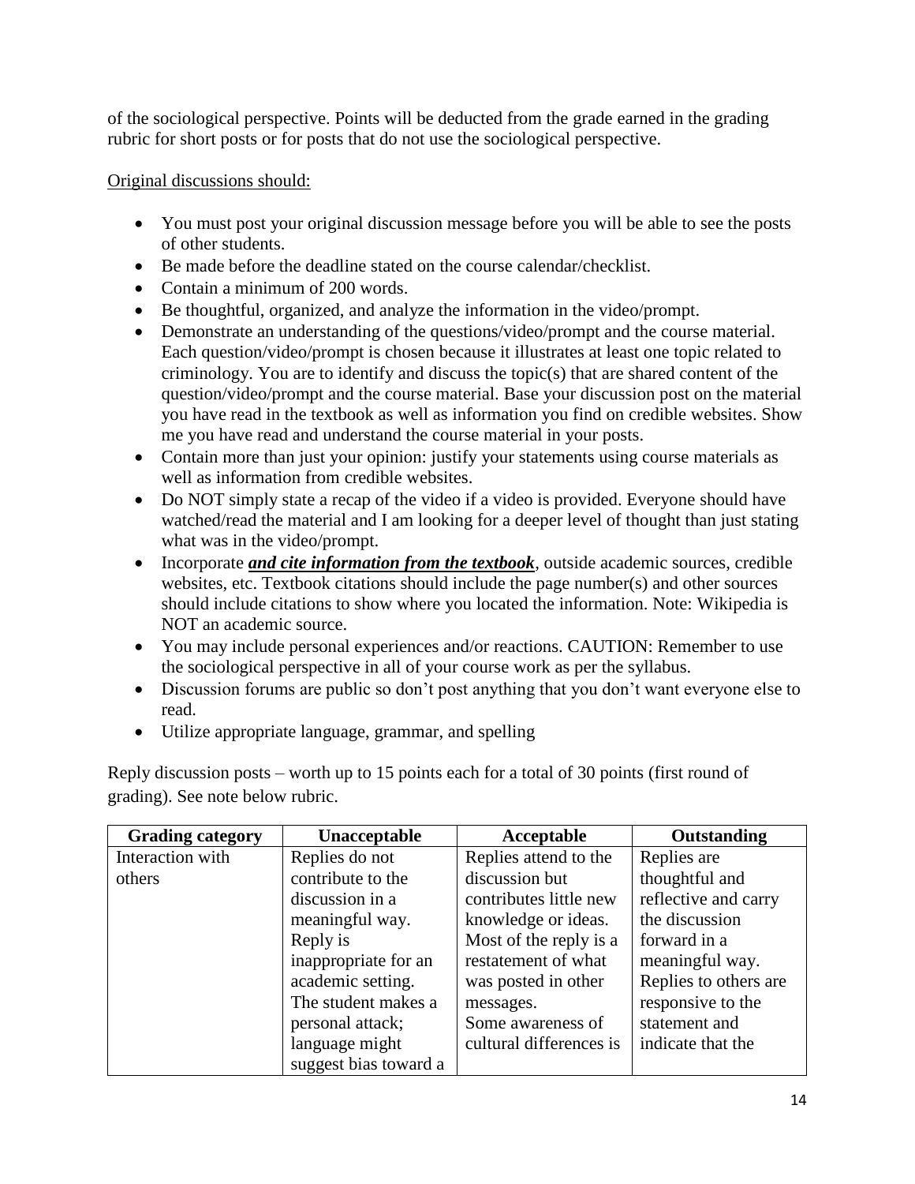of the sociological perspective. Points will be deducted from the grade earned in the grading rubric for short posts or for posts that do not use the sociological perspective.

Original discussions should:

- You must post your original discussion message before you will be able to see the posts of other students.
- Be made before the deadline stated on the course calendar/checklist.
- Contain a minimum of 200 words.
- Be thoughtful, organized, and analyze the information in the video/prompt.
- Demonstrate an understanding of the questions/video/prompt and the course material. Each question/video/prompt is chosen because it illustrates at least one topic related to criminology. You are to identify and discuss the topic(s) that are shared content of the question/video/prompt and the course material. Base your discussion post on the material you have read in the textbook as well as information you find on credible websites. Show me you have read and understand the course material in your posts.
- Contain more than just your opinion: justify your statements using course materials as well as information from credible websites.
- Do NOT simply state a recap of the video if a video is provided. Everyone should have watched/read the material and I am looking for a deeper level of thought than just stating what was in the video/prompt.
- Incorporate ***and cite information from the textbook***, outside academic sources, credible websites, etc. Textbook citations should include the page number(s) and other sources should include citations to show where you located the information. Note: Wikipedia is NOT an academic source.
- You may include personal experiences and/or reactions. CAUTION: Remember to use the sociological perspective in all of your course work as per the syllabus.
- Discussion forums are public so don't post anything that you don't want everyone else to read.
- Utilize appropriate language, grammar, and spelling

Reply discussion posts – worth up to 15 points each for a total of 30 points (first round of grading). See note below rubric.

| Grading category | Unacceptable | Acceptable | Outstanding |
|---|---|---|---|
| Interaction with others | Replies do not contribute to the discussion in a meaningful way. Reply is inappropriate for an academic setting. The student makes a personal attack; language might suggest bias toward a | Replies attend to the discussion but contributes little new knowledge or ideas. Most of the reply is a restatement of what was posted in other messages. Some awareness of cultural differences is | Replies are thoughtful and reflective and carry the discussion forward in a meaningful way. Replies to others are responsive to the statement and indicate that the |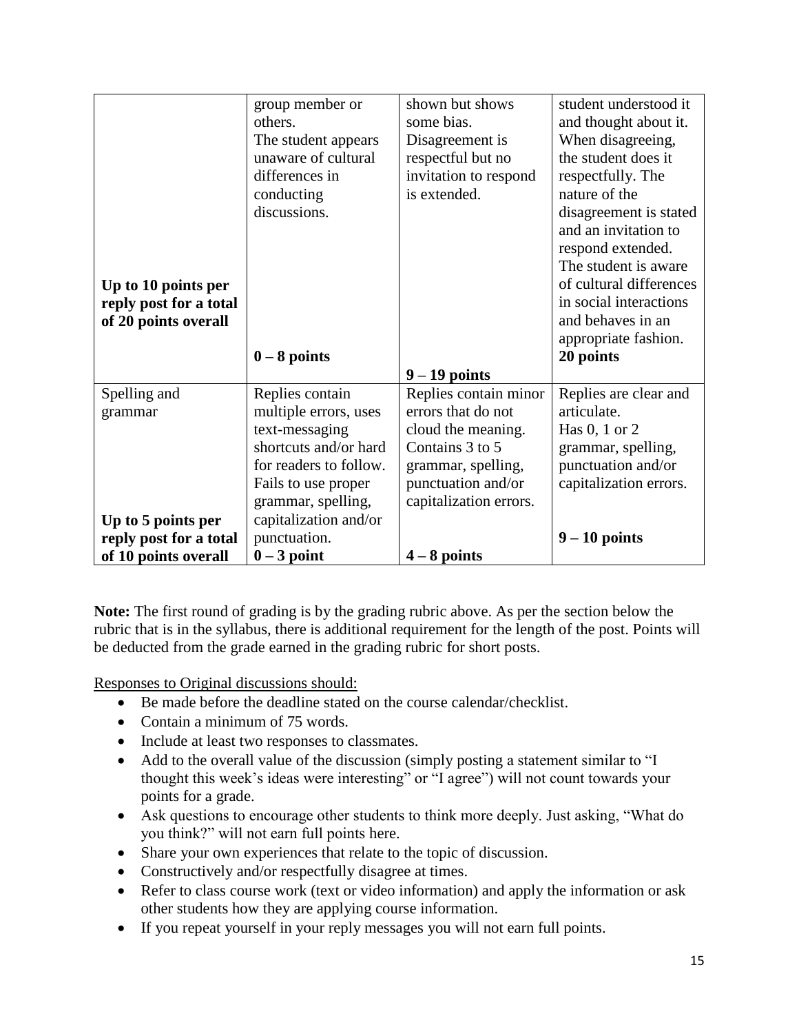| | | | |
|---|---|---|---|
| **Up to 10 points per reply post for a total of 20 points overall** | group member or others. The student appears unaware of cultural differences in conducting discussions. **0 – 8 points** | shown but shows some bias. Disagreement is respectful but no invitation to respond is extended. **9 – 19 points** | student understood it and thought about it. When disagreeing, the student does it respectfully. The nature of the disagreement is stated and an invitation to respond extended. The student is aware of cultural differences in social interactions and behaves in an appropriate fashion. **20 points** |
| Spelling and grammar **Up to 5 points per reply post for a total of 10 points overall** | Replies contain multiple errors, uses text-messaging shortcuts and/or hard for readers to follow. Fails to use proper grammar, spelling, capitalization and/or punctuation. **0 – 3 point** | Replies contain minor errors that do not cloud the meaning. Contains 3 to 5 grammar, spelling, punctuation and/or capitalization errors. **4 – 8 points** | Replies are clear and articulate. Has 0, 1 or 2 grammar, spelling, punctuation and/or capitalization errors. **9 – 10 points** |

**Note:** The first round of grading is by the grading rubric above. As per the section below the rubric that is in the syllabus, there is additional requirement for the length of the post. Points will be deducted from the grade earned in the grading rubric for short posts.

<u>Responses to Original discussions should:</u>

- Be made before the deadline stated on the course calendar/checklist.
- Contain a minimum of 75 words.
- Include at least two responses to classmates.
- Add to the overall value of the discussion (simply posting a statement similar to "I thought this week's ideas were interesting" or "I agree") will not count towards your points for a grade.
- Ask questions to encourage other students to think more deeply. Just asking, "What do you think?" will not earn full points here.
- Share your own experiences that relate to the topic of discussion.
- Constructively and/or respectfully disagree at times.
- Refer to class course work (text or video information) and apply the information or ask other students how they are applying course information.
- If you repeat yourself in your reply messages you will not earn full points.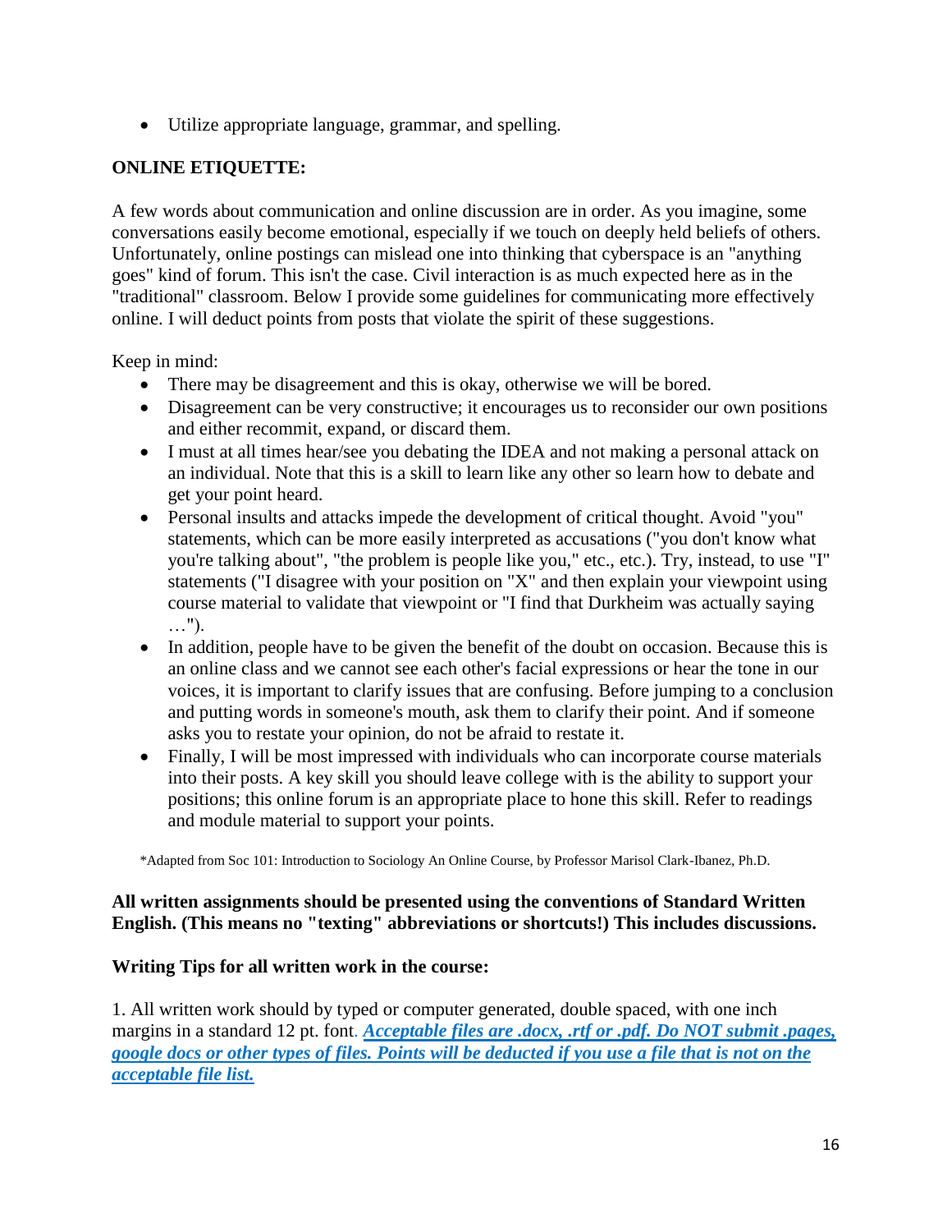- Utilize appropriate language, grammar, and spelling.

**ONLINE ETIQUETTE:**

A few words about communication and online discussion are in order. As you imagine, some conversations easily become emotional, especially if we touch on deeply held beliefs of others. Unfortunately, online postings can mislead one into thinking that cyberspace is an "anything goes" kind of forum. This isn't the case. Civil interaction is as much expected here as in the "traditional" classroom. Below I provide some guidelines for communicating more effectively online. I will deduct points from posts that violate the spirit of these suggestions.

Keep in mind:

- There may be disagreement and this is okay, otherwise we will be bored.
- Disagreement can be very constructive; it encourages us to reconsider our own positions and either recommit, expand, or discard them.
- I must at all times hear/see you debating the IDEA and not making a personal attack on an individual. Note that this is a skill to learn like any other so learn how to debate and get your point heard.
- Personal insults and attacks impede the development of critical thought. Avoid "you" statements, which can be more easily interpreted as accusations ("you don't know what you're talking about", "the problem is people like you," etc., etc.). Try, instead, to use "I" statements ("I disagree with your position on "X" and then explain your viewpoint using course material to validate that viewpoint or "I find that Durkheim was actually saying …").
- In addition, people have to be given the benefit of the doubt on occasion. Because this is an online class and we cannot see each other's facial expressions or hear the tone in our voices, it is important to clarify issues that are confusing. Before jumping to a conclusion and putting words in someone's mouth, ask them to clarify their point. And if someone asks you to restate your opinion, do not be afraid to restate it.
- Finally, I will be most impressed with individuals who can incorporate course materials into their posts. A key skill you should leave college with is the ability to support your positions; this online forum is an appropriate place to hone this skill. Refer to readings and module material to support your points.

*Adapted from Soc 101: Introduction to Sociology An Online Course, by Professor Marisol Clark-Ibanez, Ph.D.

**All written assignments should be presented using the conventions of Standard Written English. (This means no "texting" abbreviations or shortcuts!) This includes discussions.**

**Writing Tips for all written work in the course:**

1. All written work should by typed or computer generated, double spaced, with one inch margins in a standard 12 pt. font. ***Acceptable files are .docx, .rtf or .pdf. Do NOT submit .pages, google docs or other types of files. Points will be deducted if you use a file that is not on the acceptable file list.***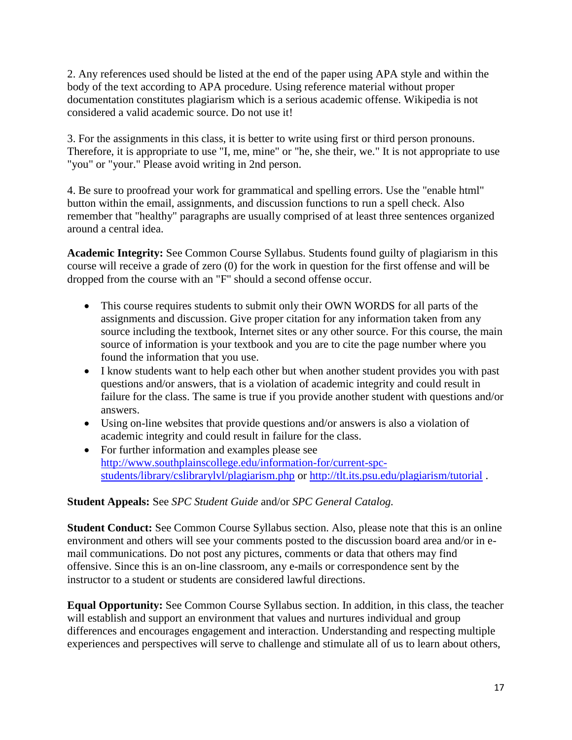2. Any references used should be listed at the end of the paper using APA style and within the body of the text according to APA procedure. Using reference material without proper documentation constitutes plagiarism which is a serious academic offense. Wikipedia is not considered a valid academic source. Do not use it!

3. For the assignments in this class, it is better to write using first or third person pronouns. Therefore, it is appropriate to use "I, me, mine" or "he, she their, we." It is not appropriate to use "you" or "your." Please avoid writing in 2nd person.

4. Be sure to proofread your work for grammatical and spelling errors. Use the "enable html" button within the email, assignments, and discussion functions to run a spell check. Also remember that "healthy" paragraphs are usually comprised of at least three sentences organized around a central idea.

**Academic Integrity:** See Common Course Syllabus. Students found guilty of plagiarism in this course will receive a grade of zero (0) for the work in question for the first offense and will be dropped from the course with an "F" should a second offense occur.

- This course requires students to submit only their OWN WORDS for all parts of the assignments and discussion. Give proper citation for any information taken from any source including the textbook, Internet sites or any other source. For this course, the main source of information is your textbook and you are to cite the page number where you found the information that you use.
- I know students want to help each other but when another student provides you with past questions and/or answers, that is a violation of academic integrity and could result in failure for the class. The same is true if you provide another student with questions and/or answers.
- Using on-line websites that provide questions and/or answers is also a violation of academic integrity and could result in failure for the class.
- For further information and examples please see http://www.southplainscollege.edu/information-for/current-spc-students/library/cslibrarylvl/plagiarism.php or http://tlt.its.psu.edu/plagiarism/tutorial .

**Student Appeals:** See *SPC Student Guide* and/or *SPC General Catalog.*

**Student Conduct:** See Common Course Syllabus section. Also, please note that this is an online environment and others will see your comments posted to the discussion board area and/or in e-mail communications. Do not post any pictures, comments or data that others may find offensive. Since this is an on-line classroom, any e-mails or correspondence sent by the instructor to a student or students are considered lawful directions.

**Equal Opportunity:** See Common Course Syllabus section. In addition, in this class, the teacher will establish and support an environment that values and nurtures individual and group differences and encourages engagement and interaction. Understanding and respecting multiple experiences and perspectives will serve to challenge and stimulate all of us to learn about others,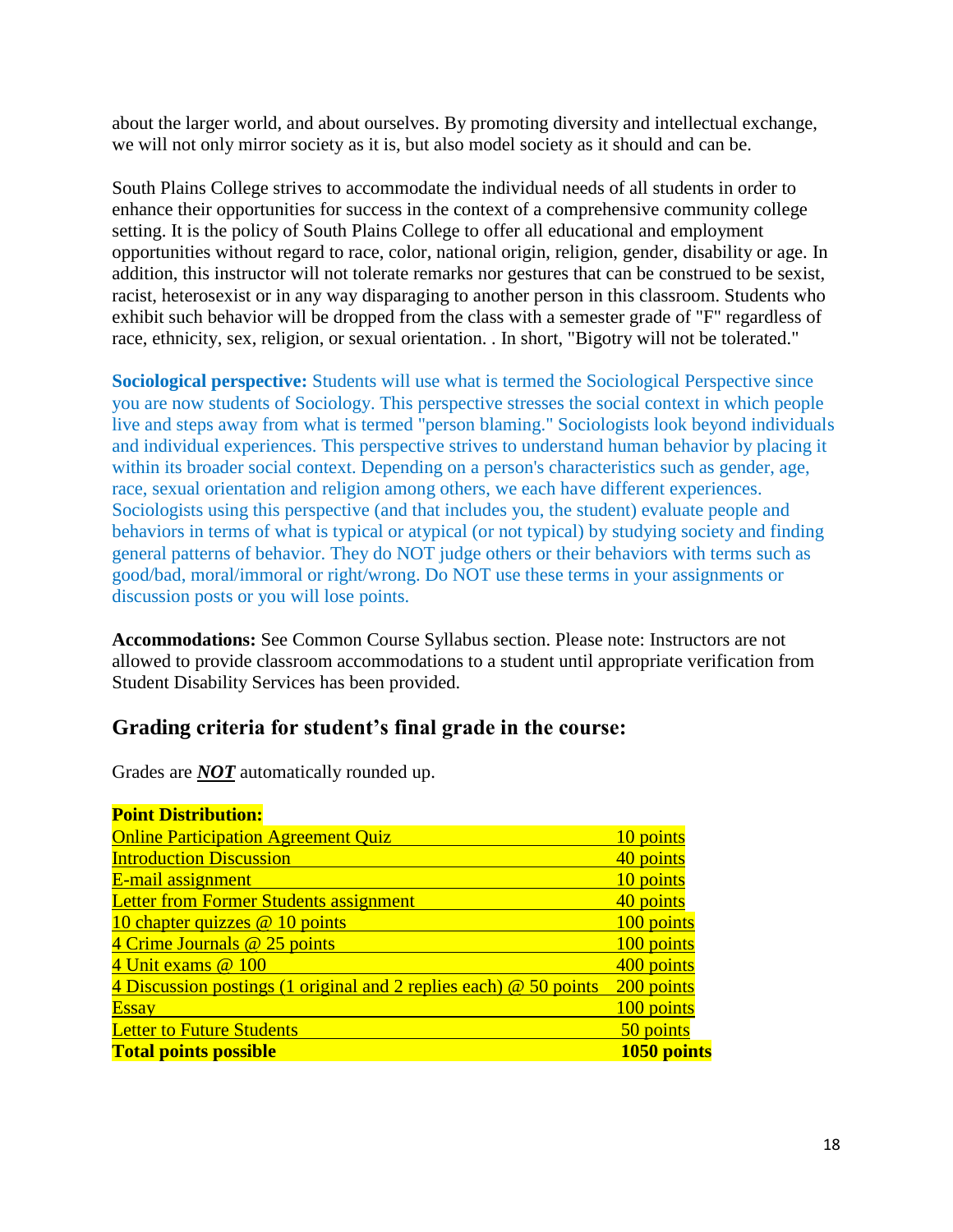about the larger world, and about ourselves. By promoting diversity and intellectual exchange, we will not only mirror society as it is, but also model society as it should and can be.

South Plains College strives to accommodate the individual needs of all students in order to enhance their opportunities for success in the context of a comprehensive community college setting. It is the policy of South Plains College to offer all educational and employment opportunities without regard to race, color, national origin, religion, gender, disability or age. In addition, this instructor will not tolerate remarks nor gestures that can be construed to be sexist, racist, heterosexist or in any way disparaging to another person in this classroom. Students who exhibit such behavior will be dropped from the class with a semester grade of "F" regardless of race, ethnicity, sex, religion, or sexual orientation. . In short, "Bigotry will not be tolerated."

**Sociological perspective:** Students will use what is termed the Sociological Perspective since you are now students of Sociology. This perspective stresses the social context in which people live and steps away from what is termed "person blaming." Sociologists look beyond individuals and individual experiences. This perspective strives to understand human behavior by placing it within its broader social context. Depending on a person's characteristics such as gender, age, race, sexual orientation and religion among others, we each have different experiences. Sociologists using this perspective (and that includes you, the student) evaluate people and behaviors in terms of what is typical or atypical (or not typical) by studying society and finding general patterns of behavior. They do NOT judge others or their behaviors with terms such as good/bad, moral/immoral or right/wrong. Do NOT use these terms in your assignments or discussion posts or you will lose points.

**Accommodations:** See Common Course Syllabus section. Please note: Instructors are not allowed to provide classroom accommodations to a student until appropriate verification from Student Disability Services has been provided.

## Grading criteria for student's final grade in the course:

Grades are ***NOT*** automatically rounded up.

| **Point Distribution:** | |
|---|---|
| Online Participation Agreement Quiz | 10 points |
| Introduction Discussion | 40 points |
| E-mail assignment | 10 points |
| Letter from Former Students assignment | 40 points |
| 10 chapter quizzes @ 10 points | 100 points |
| 4 Crime Journals @ 25 points | 100 points |
| 4 Unit exams @ 100 | 400 points |
| 4 Discussion postings (1 original and 2 replies each) @ 50 points | 200 points |
| Essay | 100 points |
| Letter to Future Students | 50 points |
| **Total points possible** | **1050 points** |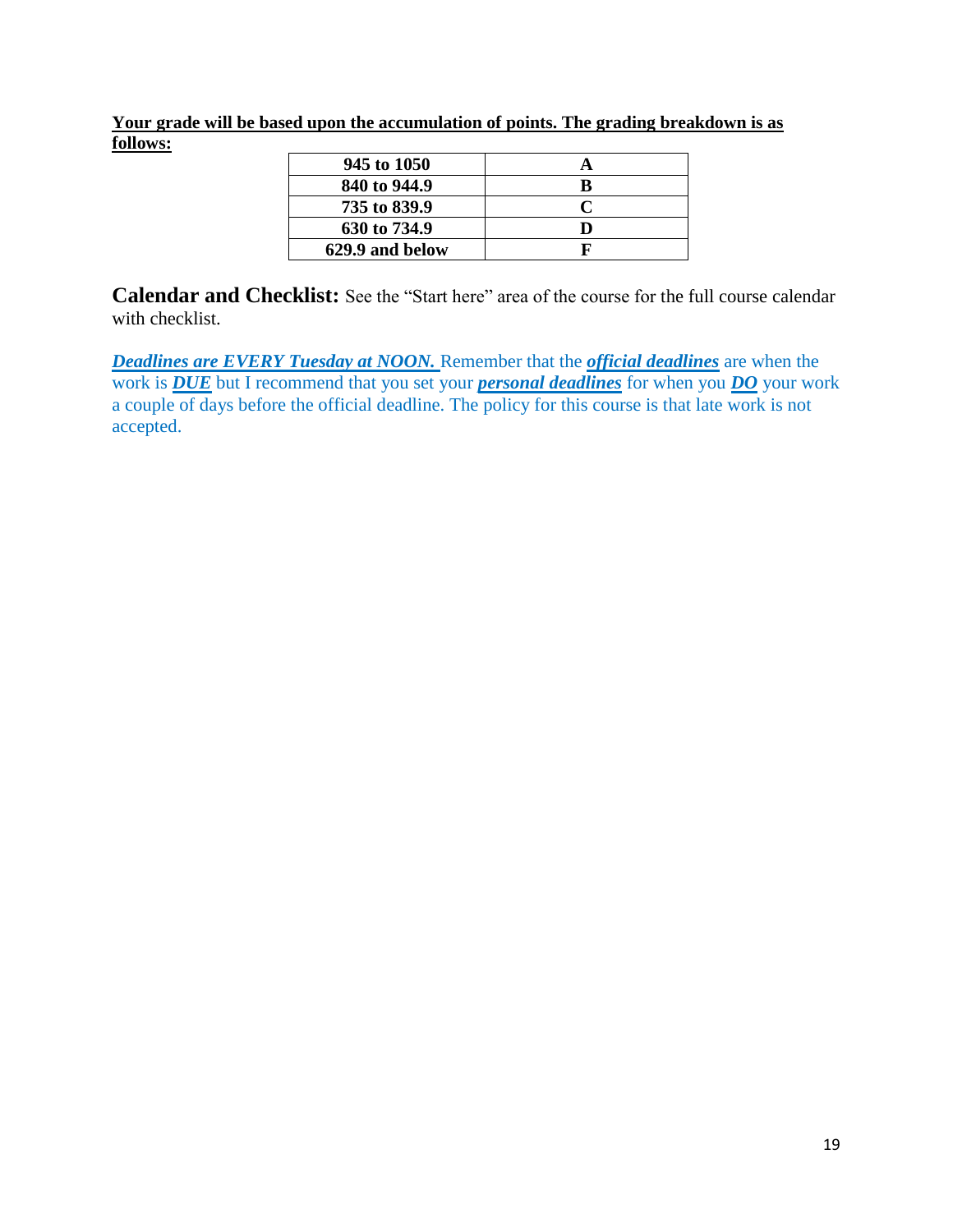**<u>Your grade will be based upon the accumulation of points. The grading breakdown is as follows:</u>**

| | |
|---|---|
| **945 to 1050** | **A** |
| **840 to 944.9** | **B** |
| **735 to 839.9** | **C** |
| **630 to 734.9** | **D** |
| **629.9 and below** | **F** |

**Calendar and Checklist:** See the "Start here" area of the course for the full course calendar with checklist.

***<u>Deadlines are EVERY Tuesday at NOON.</u>*** Remember that the ***<u>official deadlines</u>*** are when the work is ***<u>DUE</u>*** but I recommend that you set your ***<u>personal deadlines</u>*** for when you ***<u>DO</u>*** your work a couple of days before the official deadline. The policy for this course is that late work is not accepted.